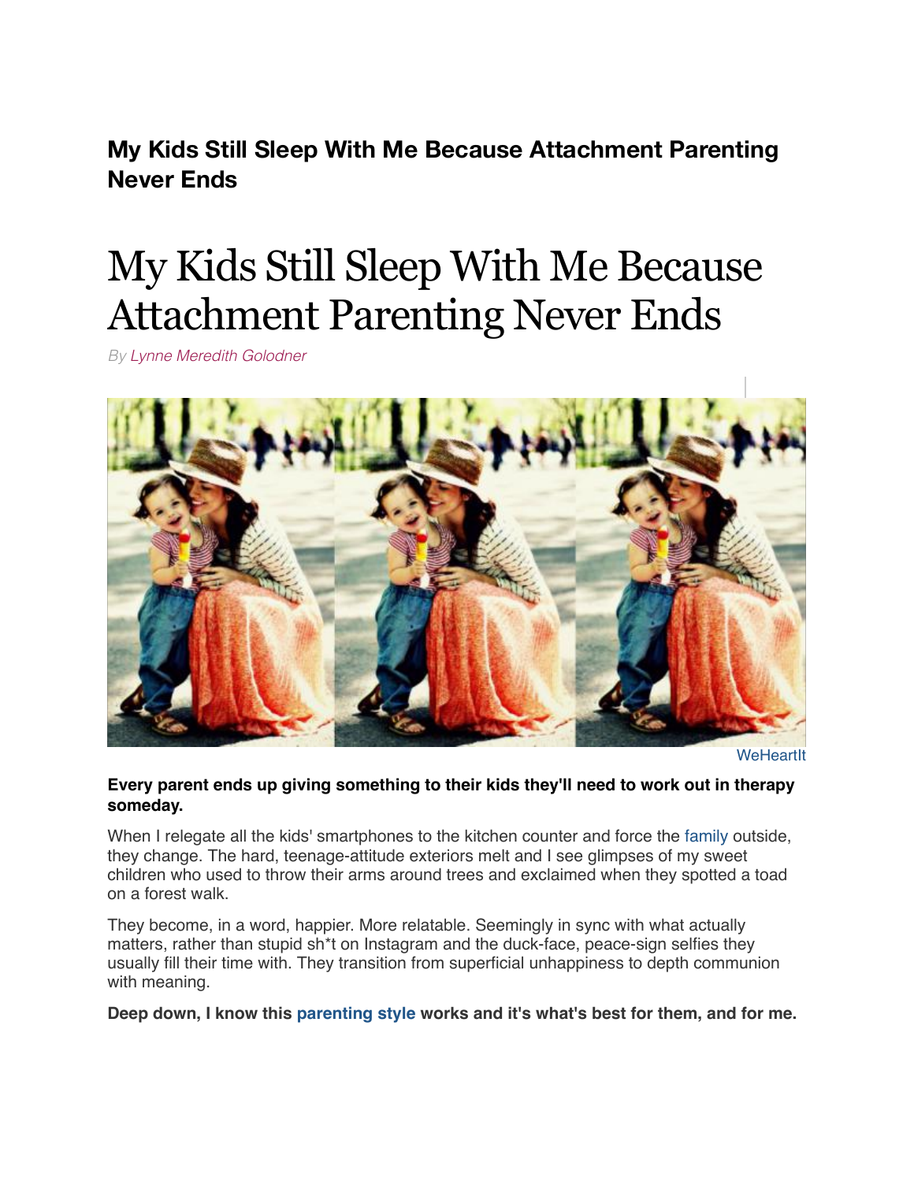**My Kids Still Sleep With Me Because Attachment Parenting Never Ends**

# My Kids Still Sleep With Me Because Attachment Parenting Never Ends

*By Lynne Meredith Golodner*

WeHeartIt

**Every parent ends up giving something to their kids they'll need to work out in therapy someday.**

When I relegate all the kids' smartphones to the kitchen counter and force the family outside, they change. The hard, teenage-attitude exteriors melt and I see glimpses of my sweet children who used to throw their arms around trees and exclaimed when they spotted a toad on a forest walk.

They become, in a word, happier. More relatable. Seemingly in sync with what actually matters, rather than stupid sh*t on Instagram and the duck-face, peace-sign selfies they usually fill their time with. They transition from superficial unhappiness to depth communion with meaning.

**Deep down, I know this parenting style works and it's what's best for them, and for me.**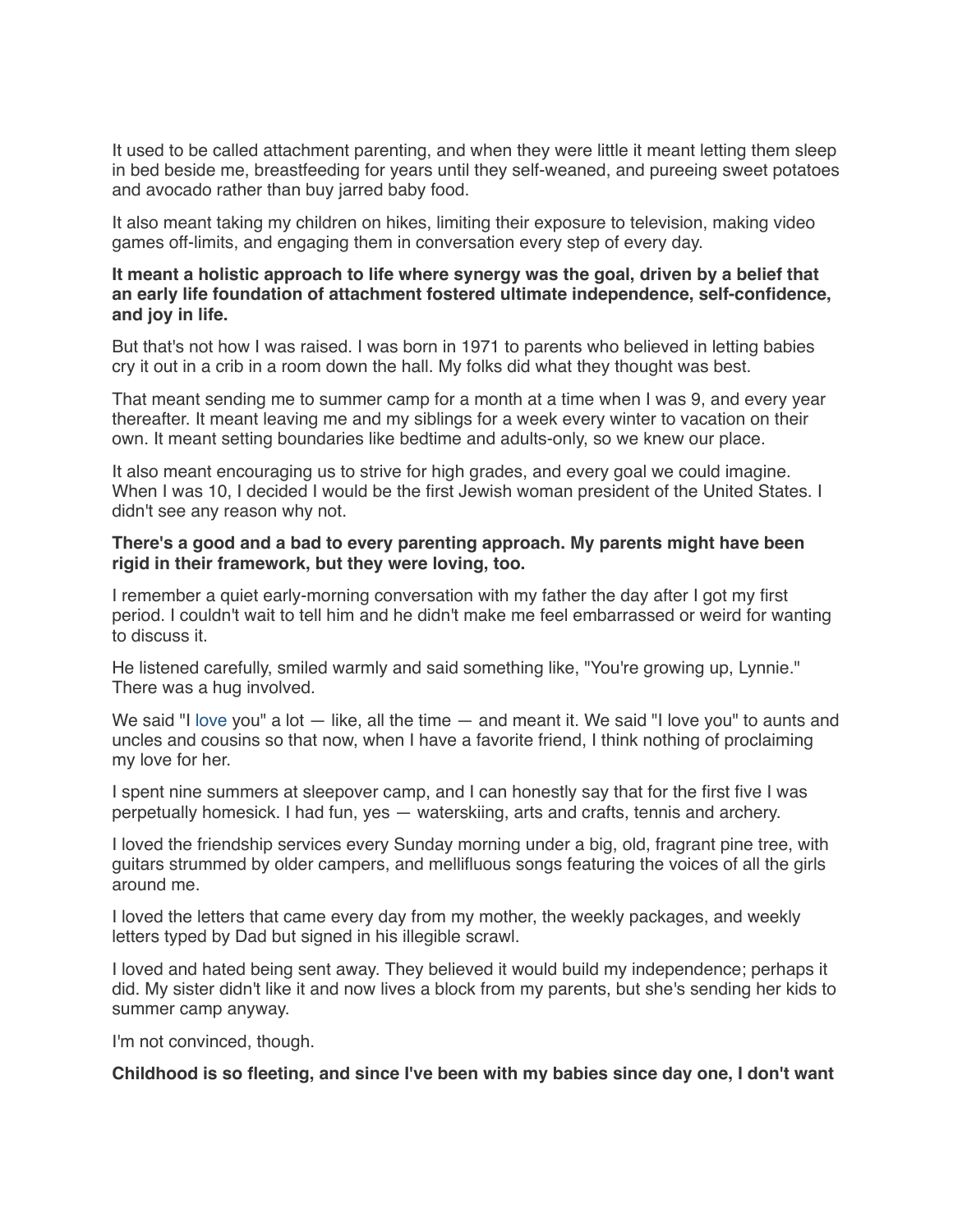It used to be called attachment parenting, and when they were little it meant letting them sleep in bed beside me, breastfeeding for years until they self-weaned, and pureeing sweet potatoes and avocado rather than buy jarred baby food.

It also meant taking my children on hikes, limiting their exposure to television, making video games off-limits, and engaging them in conversation every step of every day.

**It meant a holistic approach to life where synergy was the goal, driven by a belief that an early life foundation of attachment fostered ultimate independence, self-confidence, and joy in life.**

But that's not how I was raised. I was born in 1971 to parents who believed in letting babies cry it out in a crib in a room down the hall. My folks did what they thought was best.

That meant sending me to summer camp for a month at a time when I was 9, and every year thereafter. It meant leaving me and my siblings for a week every winter to vacation on their own. It meant setting boundaries like bedtime and adults-only, so we knew our place.

It also meant encouraging us to strive for high grades, and every goal we could imagine. When I was 10, I decided I would be the first Jewish woman president of the United States. I didn't see any reason why not.

**There's a good and a bad to every parenting approach. My parents might have been rigid in their framework, but they were loving, too.**

I remember a quiet early-morning conversation with my father the day after I got my first period. I couldn't wait to tell him and he didn't make me feel embarrassed or weird for wanting to discuss it.

He listened carefully, smiled warmly and said something like, "You're growing up, Lynnie." There was a hug involved.

We said "I love you" a lot — like, all the time — and meant it. We said "I love you" to aunts and uncles and cousins so that now, when I have a favorite friend, I think nothing of proclaiming my love for her.

I spent nine summers at sleepover camp, and I can honestly say that for the first five I was perpetually homesick. I had fun, yes — waterskiing, arts and crafts, tennis and archery.

I loved the friendship services every Sunday morning under a big, old, fragrant pine tree, with guitars strummed by older campers, and mellifluous songs featuring the voices of all the girls around me.

I loved the letters that came every day from my mother, the weekly packages, and weekly letters typed by Dad but signed in his illegible scrawl.

I loved and hated being sent away. They believed it would build my independence; perhaps it did. My sister didn't like it and now lives a block from my parents, but she's sending her kids to summer camp anyway.

I'm not convinced, though.

**Childhood is so fleeting, and since I've been with my babies since day one, I don't want**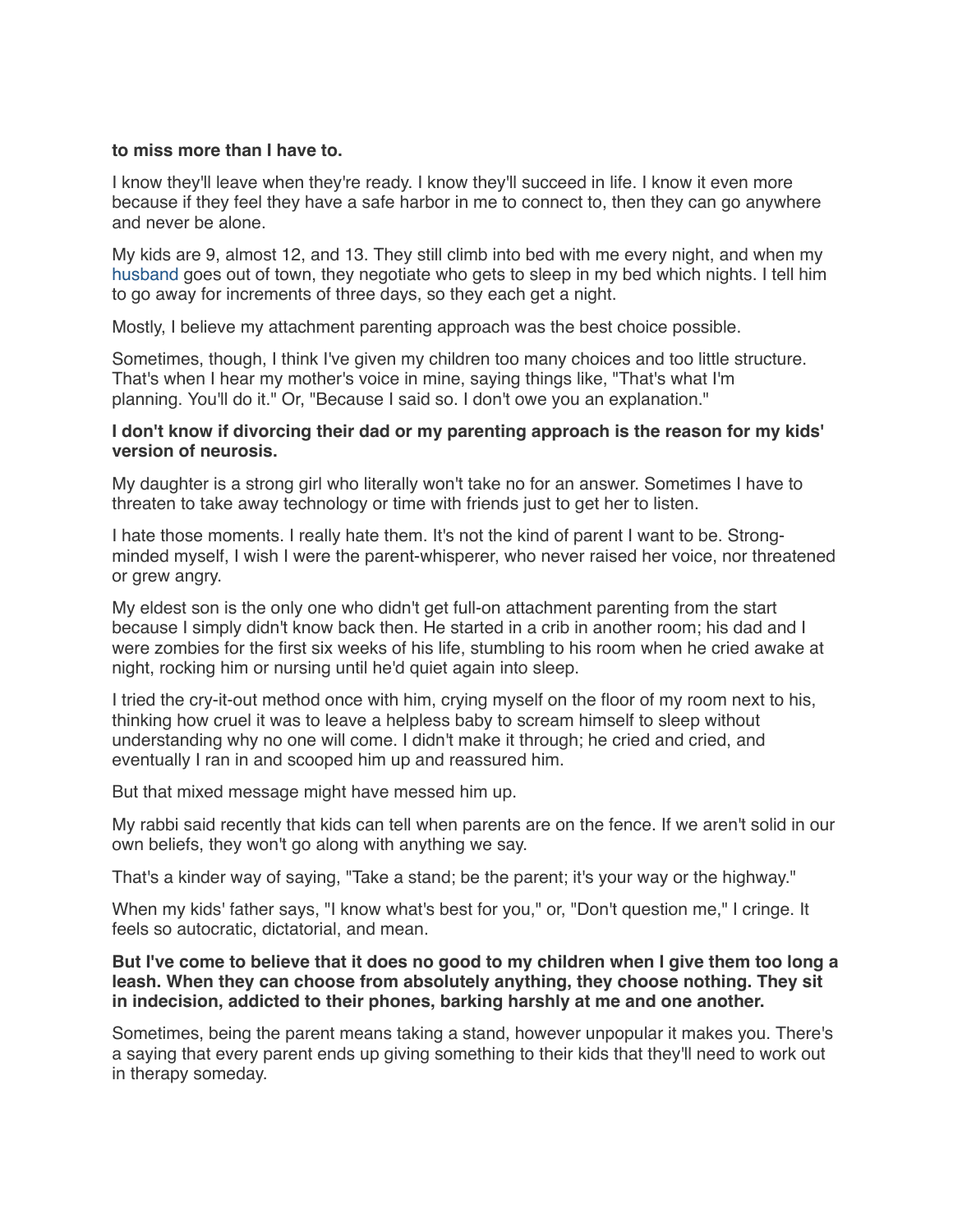**to miss more than I have to.**

I know they'll leave when they're ready. I know they'll succeed in life. I know it even more because if they feel they have a safe harbor in me to connect to, then they can go anywhere and never be alone.

My kids are 9, almost 12, and 13. They still climb into bed with me every night, and when my husband goes out of town, they negotiate who gets to sleep in my bed which nights. I tell him to go away for increments of three days, so they each get a night.

Mostly, I believe my attachment parenting approach was the best choice possible.

Sometimes, though, I think I've given my children too many choices and too little structure. That's when I hear my mother's voice in mine, saying things like, "That's what I'm planning. You'll do it." Or, "Because I said so. I don't owe you an explanation."

**I don't know if divorcing their dad or my parenting approach is the reason for my kids' version of neurosis.**

My daughter is a strong girl who literally won't take no for an answer. Sometimes I have to threaten to take away technology or time with friends just to get her to listen.

I hate those moments. I really hate them. It's not the kind of parent I want to be. Strong-minded myself, I wish I were the parent-whisperer, who never raised her voice, nor threatened or grew angry.

My eldest son is the only one who didn't get full-on attachment parenting from the start because I simply didn't know back then. He started in a crib in another room; his dad and I were zombies for the first six weeks of his life, stumbling to his room when he cried awake at night, rocking him or nursing until he'd quiet again into sleep.

I tried the cry-it-out method once with him, crying myself on the floor of my room next to his, thinking how cruel it was to leave a helpless baby to scream himself to sleep without understanding why no one will come. I didn't make it through; he cried and cried, and eventually I ran in and scooped him up and reassured him.

But that mixed message might have messed him up.

My rabbi said recently that kids can tell when parents are on the fence. If we aren't solid in our own beliefs, they won't go along with anything we say.

That's a kinder way of saying, "Take a stand; be the parent; it's your way or the highway."

When my kids' father says, "I know what's best for you," or, "Don't question me," I cringe. It feels so autocratic, dictatorial, and mean.

**But I've come to believe that it does no good to my children when I give them too long a leash. When they can choose from absolutely anything, they choose nothing. They sit in indecision, addicted to their phones, barking harshly at me and one another.**

Sometimes, being the parent means taking a stand, however unpopular it makes you. There's a saying that every parent ends up giving something to their kids that they'll need to work out in therapy someday.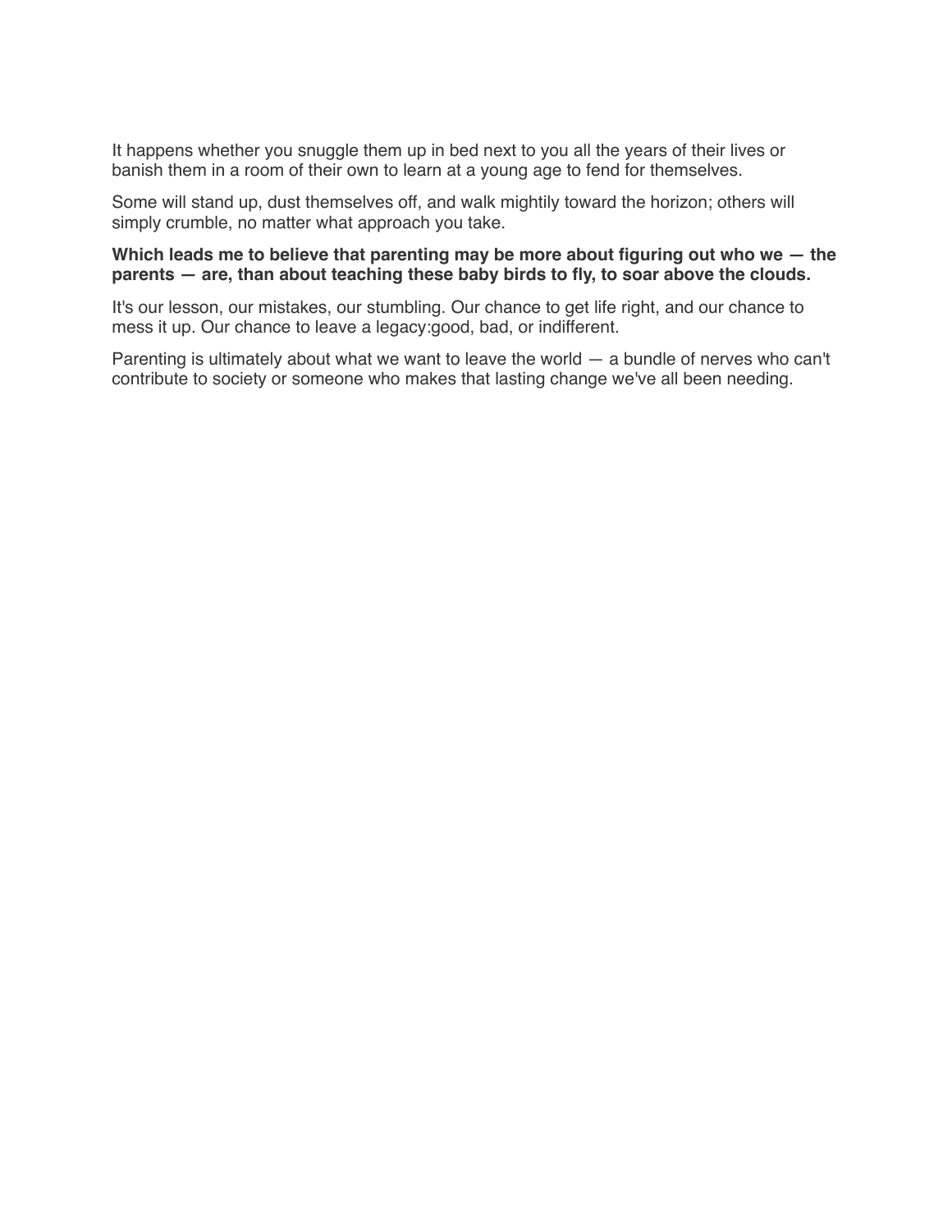It happens whether you snuggle them up in bed next to you all the years of their lives or banish them in a room of their own to learn at a young age to fend for themselves.

Some will stand up, dust themselves off, and walk mightily toward the horizon; others will simply crumble, no matter what approach you take.

**Which leads me to believe that parenting may be more about figuring out who we — the parents — are, than about teaching these baby birds to fly, to soar above the clouds.**

It's our lesson, our mistakes, our stumbling. Our chance to get life right, and our chance to mess it up. Our chance to leave a legacy:good, bad, or indifferent.

Parenting is ultimately about what we want to leave the world — a bundle of nerves who can't contribute to society or someone who makes that lasting change we've all been needing.